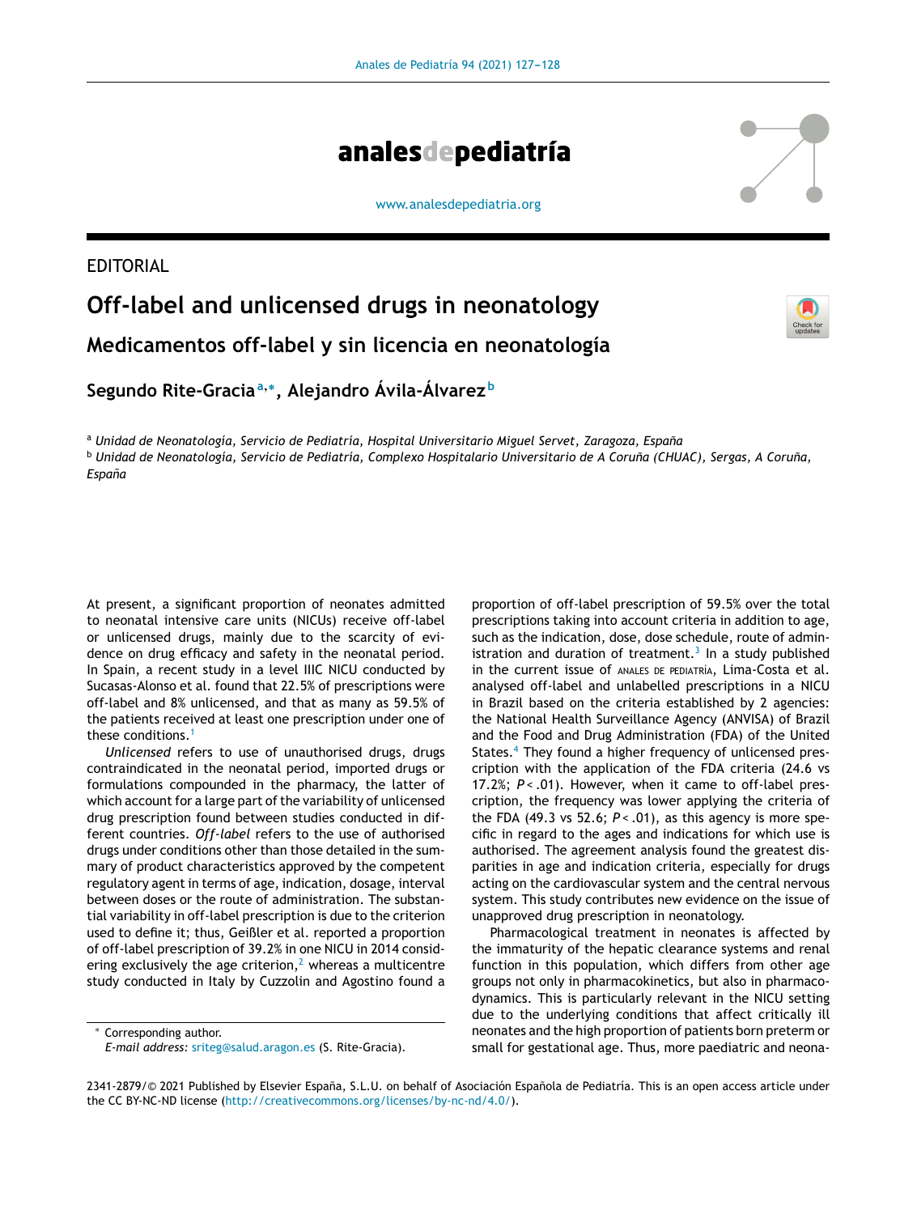EDITORIAL

# Off-label and unlicensed drugs in neonatology

## Medicamentos off-label y sin licencia en neonatología

**Segundo Rite-Gracia**[a,*], **Alejandro Ávila-Álvarez**[b]

[a] *Unidad de Neonatología, Servicio de Pediatría, Hospital Universitario Miguel Servet, Zaragoza, España*

[b] *Unidad de Neonatología, Servicio de Pediatría, Complexo Hospitalario Universitario de A Coruña (CHUAC), Sergas, A Coruña, España*

At present, a significant proportion of neonates admitted to neonatal intensive care units (NICUs) receive off-label or unlicensed drugs, mainly due to the scarcity of evidence on drug efficacy and safety in the neonatal period. In Spain, a recent study in a level IIIC NICU conducted by Sucasas-Alonso et al. found that 22.5% of prescriptions were off-label and 8% unlicensed, and that as many as 59.5% of the patients received at least one prescription under one of these conditions.[1]

*Unlicensed* refers to use of unauthorised drugs, drugs contraindicated in the neonatal period, imported drugs or formulations compounded in the pharmacy, the latter of which account for a large part of the variability of unlicensed drug prescription found between studies conducted in different countries. *Off-label* refers to the use of authorised drugs under conditions other than those detailed in the summary of product characteristics approved by the competent regulatory agent in terms of age, indication, dosage, interval between doses or the route of administration. The substantial variability in off-label prescription is due to the criterion used to define it; thus, Geißler et al. reported a proportion of off-label prescription of 39.2% in one NICU in 2014 considering exclusively the age criterion,[2] whereas a multicentre study conducted in Italy by Cuzzolin and Agostino found a proportion of off-label prescription of 59.5% over the total prescriptions taking into account criteria in addition to age, such as the indication, dose, dose schedule, route of administration and duration of treatment.[3] In a study published in the current issue of ANALES DE PEDIATRÍA, Lima-Costa et al. analysed off-label and unlabelled prescriptions in a NICU in Brazil based on the criteria established by 2 agencies: the National Health Surveillance Agency (ANVISA) of Brazil and the Food and Drug Administration (FDA) of the United States.[4] They found a higher frequency of unlicensed prescription with the application of the FDA criteria (24.6 vs 17.2%; $P<.01$). However, when it came to off-label prescription, the frequency was lower applying the criteria of the FDA (49.3 vs 52.6; $P<.01$), as this agency is more specific in regard to the ages and indications for which use is authorised. The agreement analysis found the greatest disparities in age and indication criteria, especially for drugs acting on the cardiovascular system and the central nervous system. This study contributes new evidence on the issue of unapproved drug prescription in neonatology.

Pharmacological treatment in neonates is affected by the immaturity of the hepatic clearance systems and renal function in this population, which differs from other age groups not only in pharmacokinetics, but also in pharmacodynamics. This is particularly relevant in the NICU setting due to the underlying conditions that affect critically ill neonates and the high proportion of patients born preterm or small for gestational age. Thus, more paediatric and neona-

* Corresponding author.
*E-mail address:* sriteg@salud.aragon.es (S. Rite-Gracia).

2341-2879/© 2021 Published by Elsevier España, S.L.U. on behalf of Asociación Española de Pediatría. This is an open access article under the CC BY-NC-ND license (http://creativecommons.org/licenses/by-nc-nd/4.0/).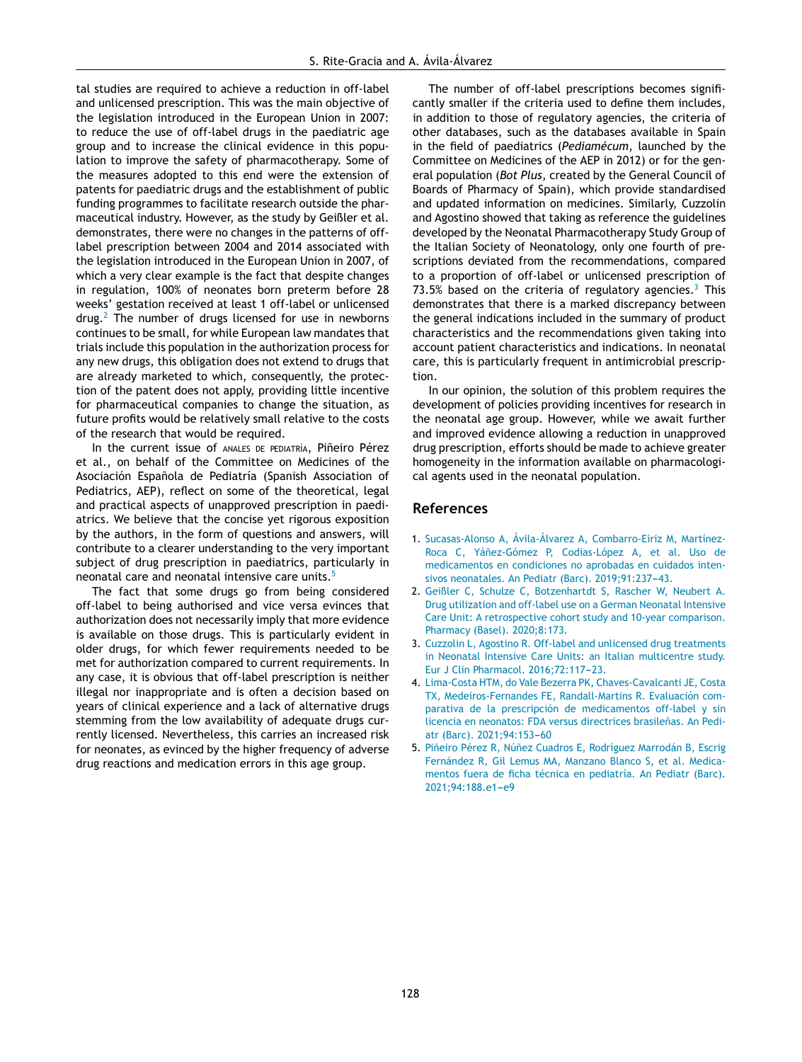tal studies are required to achieve a reduction in off-label and unlicensed prescription. This was the main objective of the legislation introduced in the European Union in 2007: to reduce the use of off-label drugs in the paediatric age group and to increase the clinical evidence in this population to improve the safety of pharmacotherapy. Some of the measures adopted to this end were the extension of patents for paediatric drugs and the establishment of public funding programmes to facilitate research outside the pharmaceutical industry. However, as the study by Geißler et al. demonstrates, there were no changes in the patterns of off-label prescription between 2004 and 2014 associated with the legislation introduced in the European Union in 2007, of which a very clear example is the fact that despite changes in regulation, 100% of neonates born preterm before 28 weeks' gestation received at least 1 off-label or unlicensed drug.[2] The number of drugs licensed for use in newborns continues to be small, for while European law mandates that trials include this population in the authorization process for any new drugs, this obligation does not extend to drugs that are already marketed to which, consequently, the protection of the patent does not apply, providing little incentive for pharmaceutical companies to change the situation, as future profits would be relatively small relative to the costs of the research that would be required.

In the current issue of ANALES DE PEDIATRÍA, Piñeiro Pérez et al., on behalf of the Committee on Medicines of the Asociación Española de Pediatría (Spanish Association of Pediatrics, AEP), reflect on some of the theoretical, legal and practical aspects of unapproved prescription in paediatrics. We believe that the concise yet rigorous exposition by the authors, in the form of questions and answers, will contribute to a clearer understanding to the very important subject of drug prescription in paediatrics, particularly in neonatal care and neonatal intensive care units.[5]

The fact that some drugs go from being considered off-label to being authorised and vice versa evinces that authorization does not necessarily imply that more evidence is available on those drugs. This is particularly evident in older drugs, for which fewer requirements needed to be met for authorization compared to current requirements. In any case, it is obvious that off-label prescription is neither illegal nor inappropriate and is often a decision based on years of clinical experience and a lack of alternative drugs stemming from the low availability of adequate drugs currently licensed. Nevertheless, this carries an increased risk for neonates, as evinced by the higher frequency of adverse drug reactions and medication errors in this age group.

The number of off-label prescriptions becomes significantly smaller if the criteria used to define them includes, in addition to those of regulatory agencies, the criteria of other databases, such as the databases available in Spain in the field of paediatrics (*Pediamécum*, launched by the Committee on Medicines of the AEP in 2012) or for the general population (*Bot Plus*, created by the General Council of Boards of Pharmacy of Spain), which provide standardised and updated information on medicines. Similarly, Cuzzolin and Agostino showed that taking as reference the guidelines developed by the Neonatal Pharmacotherapy Study Group of the Italian Society of Neonatology, only one fourth of prescriptions deviated from the recommendations, compared to a proportion of off-label or unlicensed prescription of 73.5% based on the criteria of regulatory agencies.[3] This demonstrates that there is a marked discrepancy between the general indications included in the summary of product characteristics and the recommendations given taking into account patient characteristics and indications. In neonatal care, this is particularly frequent in antimicrobial prescription.

In our opinion, the solution of this problem requires the development of policies providing incentives for research in the neonatal age group. However, while we await further and improved evidence allowing a reduction in unapproved drug prescription, efforts should be made to achieve greater homogeneity in the information available on pharmacological agents used in the neonatal population.

## References

1. Sucasas-Alonso A, Ávila-Álvarez A, Combarro-Eiriz M, Martínez-Roca C, Yáñez-Gómez P, Codias-López A, et al. Uso de medicamentos en condiciones no aprobadas en cuidados intensivos neonatales. An Pediatr (Barc). 2019;91:237–43.
2. Geißler C, Schulze C, Botzenhartdt S, Rascher W, Neubert A. Drug utilization and off-label use on a German Neonatal Intensive Care Unit: A retrospective cohort study and 10-year comparison. Pharmacy (Basel). 2020;8:173.
3. Cuzzolin L, Agostino R. Off-label and unlicensed drug treatments in Neonatal Intensive Care Units: an Italian multicentre study. Eur J Clin Pharmacol. 2016;72:117–23.
4. Lima-Costa HTM, do Vale Bezerra PK, Chaves-Cavalcanti JE, Costa TX, Medeiros-Fernandes FE, Randall-Martins R. Evaluación comparativa de la prescripción de medicamentos off-label y sin licencia en neonatos: FDA versus directrices brasileñas. An Pediatr (Barc). 2021;94:153–60
5. Piñeiro Pérez R, Núñez Cuadros E, Rodríguez Marrodán B, Escrig Fernández R, Gil Lemus MA, Manzano Blanco S, et al. Medicamentos fuera de ficha técnica en pediatría. An Pediatr (Barc). 2021;94:188.e1–e9